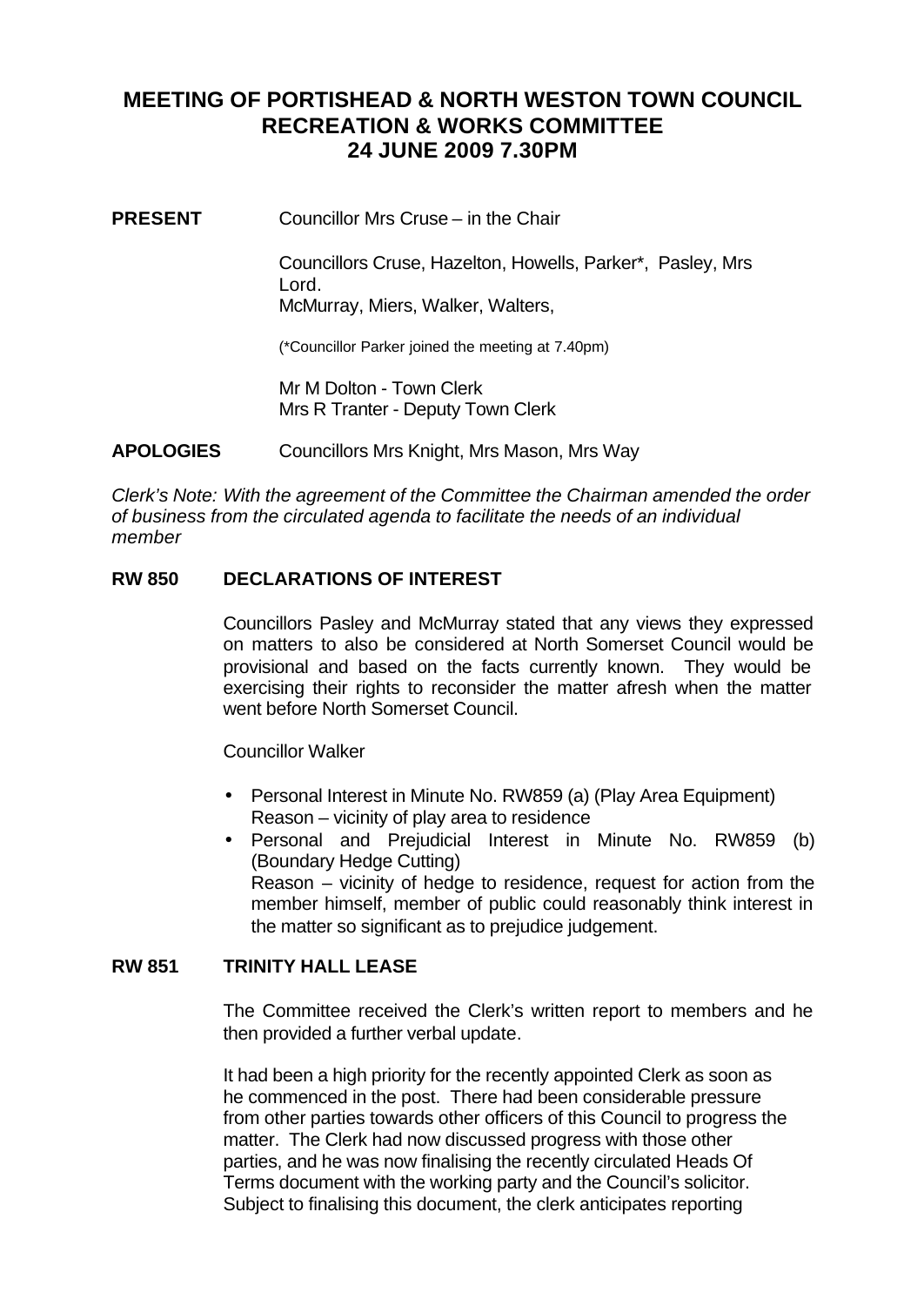# MEETING OF PORTISHEAD & NORTH WESTON TOWN COUNCIL RECREATION & WORKS COMMITTEE 24 JUNE 2009 7.30PM

**PRESENT** Councillor Mrs Cruse – in the Chair

Councillors Cruse, Hazelton, Howells, Parker*, Pasley, Mrs Lord.
McMurray, Miers, Walker, Walters,

(*Councillor Parker joined the meeting at 7.40pm)

Mr M Dolton - Town Clerk
Mrs R Tranter - Deputy Town Clerk

**APOLOGIES** Councillors Mrs Knight, Mrs Mason, Mrs Way

*Clerk's Note: With the agreement of the Committee the Chairman amended the order of business from the circulated agenda to facilitate the needs of an individual member*

## RW 850 DECLARATIONS OF INTEREST

Councillors Pasley and McMurray stated that any views they expressed on matters to also be considered at North Somerset Council would be provisional and based on the facts currently known. They would be exercising their rights to reconsider the matter afresh when the matter went before North Somerset Council.

Councillor Walker

- Personal Interest in Minute No. RW859 (a) (Play Area Equipment)
  Reason – vicinity of play area to residence
- Personal and Prejudicial Interest in Minute No. RW859 (b) (Boundary Hedge Cutting)
  Reason – vicinity of hedge to residence, request for action from the member himself, member of public could reasonably think interest in the matter so significant as to prejudice judgement.

## RW 851 TRINITY HALL LEASE

The Committee received the Clerk's written report to members and he then provided a further verbal update.

It had been a high priority for the recently appointed Clerk as soon as he commenced in the post. There had been considerable pressure from other parties towards other officers of this Council to progress the matter. The Clerk had now discussed progress with those other parties, and he was now finalising the recently circulated Heads Of Terms document with the working party and the Council's solicitor. Subject to finalising this document, the clerk anticipates reporting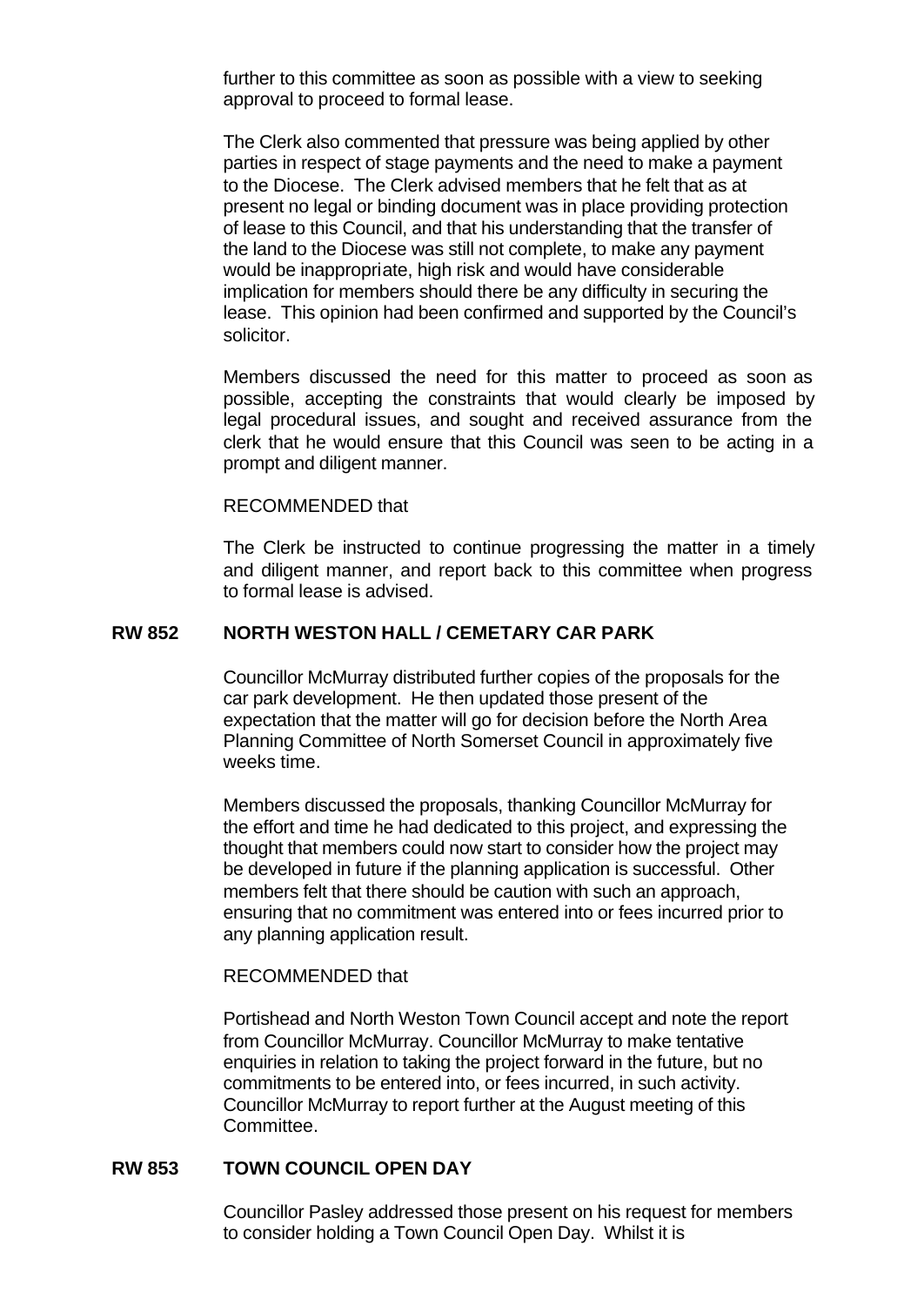further to this committee as soon as possible with a view to seeking approval to proceed to formal lease.

The Clerk also commented that pressure was being applied by other parties in respect of stage payments and the need to make a payment to the Diocese. The Clerk advised members that he felt that as at present no legal or binding document was in place providing protection of lease to this Council, and that his understanding that the transfer of the land to the Diocese was still not complete, to make any payment would be inappropriate, high risk and would have considerable implication for members should there be any difficulty in securing the lease. This opinion had been confirmed and supported by the Council's solicitor.

Members discussed the need for this matter to proceed as soon as possible, accepting the constraints that would clearly be imposed by legal procedural issues, and sought and received assurance from the clerk that he would ensure that this Council was seen to be acting in a prompt and diligent manner.

RECOMMENDED that

The Clerk be instructed to continue progressing the matter in a timely and diligent manner, and report back to this committee when progress to formal lease is advised.

## RW 852 NORTH WESTON HALL / CEMETARY CAR PARK

Councillor McMurray distributed further copies of the proposals for the car park development. He then updated those present of the expectation that the matter will go for decision before the North Area Planning Committee of North Somerset Council in approximately five weeks time.

Members discussed the proposals, thanking Councillor McMurray for the effort and time he had dedicated to this project, and expressing the thought that members could now start to consider how the project may be developed in future if the planning application is successful. Other members felt that there should be caution with such an approach, ensuring that no commitment was entered into or fees incurred prior to any planning application result.

RECOMMENDED that

Portishead and North Weston Town Council accept and note the report from Councillor McMurray. Councillor McMurray to make tentative enquiries in relation to taking the project forward in the future, but no commitments to be entered into, or fees incurred, in such activity. Councillor McMurray to report further at the August meeting of this Committee.

## RW 853 TOWN COUNCIL OPEN DAY

Councillor Pasley addressed those present on his request for members to consider holding a Town Council Open Day. Whilst it is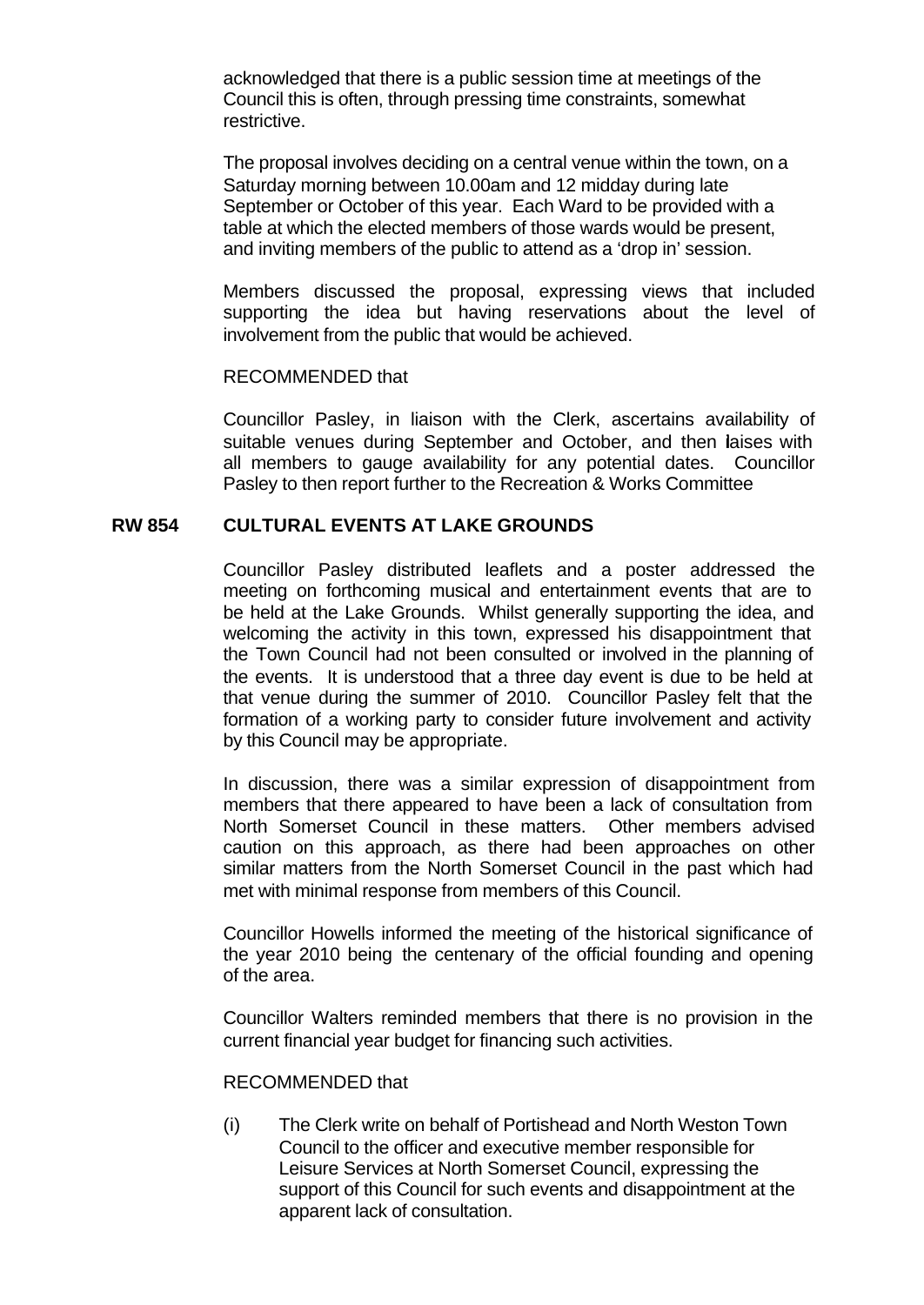acknowledged that there is a public session time at meetings of the Council this is often, through pressing time constraints, somewhat restrictive.

The proposal involves deciding on a central venue within the town, on a Saturday morning between 10.00am and 12 midday during late September or October of this year. Each Ward to be provided with a table at which the elected members of those wards would be present, and inviting members of the public to attend as a 'drop in' session.

Members discussed the proposal, expressing views that included supporting the idea but having reservations about the level of involvement from the public that would be achieved.

RECOMMENDED that

Councillor Pasley, in liaison with the Clerk, ascertains availability of suitable venues during September and October, and then laises with all members to gauge availability for any potential dates. Councillor Pasley to then report further to the Recreation & Works Committee

## RW 854 CULTURAL EVENTS AT LAKE GROUNDS

Councillor Pasley distributed leaflets and a poster addressed the meeting on forthcoming musical and entertainment events that are to be held at the Lake Grounds. Whilst generally supporting the idea, and welcoming the activity in this town, expressed his disappointment that the Town Council had not been consulted or involved in the planning of the events. It is understood that a three day event is due to be held at that venue during the summer of 2010. Councillor Pasley felt that the formation of a working party to consider future involvement and activity by this Council may be appropriate.

In discussion, there was a similar expression of disappointment from members that there appeared to have been a lack of consultation from North Somerset Council in these matters. Other members advised caution on this approach, as there had been approaches on other similar matters from the North Somerset Council in the past which had met with minimal response from members of this Council.

Councillor Howells informed the meeting of the historical significance of the year 2010 being the centenary of the official founding and opening of the area.

Councillor Walters reminded members that there is no provision in the current financial year budget for financing such activities.

RECOMMENDED that

(i) The Clerk write on behalf of Portishead and North Weston Town Council to the officer and executive member responsible for Leisure Services at North Somerset Council, expressing the support of this Council for such events and disappointment at the apparent lack of consultation.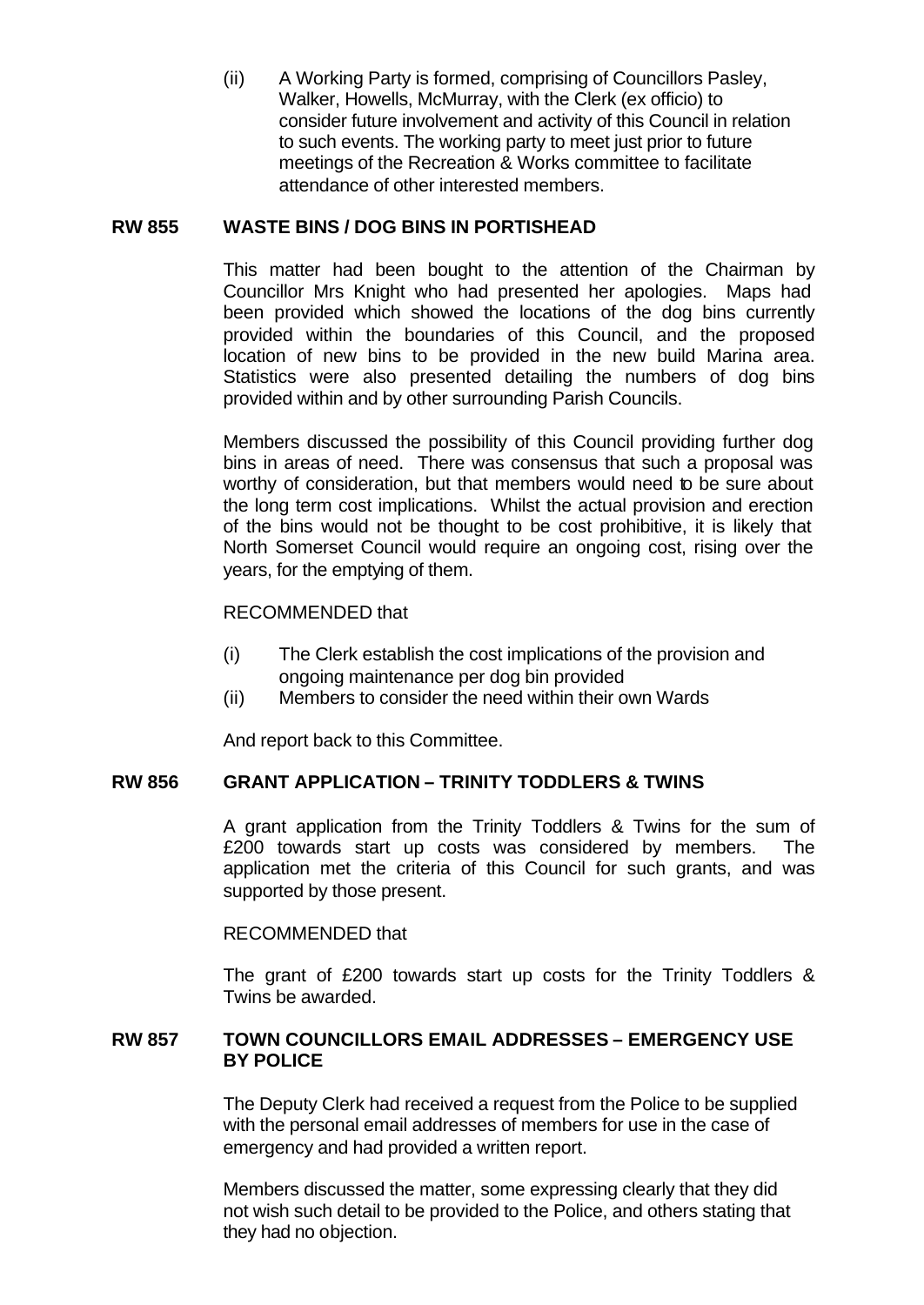(ii) A Working Party is formed, comprising of Councillors Pasley, Walker, Howells, McMurray, with the Clerk (ex officio) to consider future involvement and activity of this Council in relation to such events. The working party to meet just prior to future meetings of the Recreation & Works committee to facilitate attendance of other interested members.

## RW 855 WASTE BINS / DOG BINS IN PORTISHEAD

This matter had been bought to the attention of the Chairman by Councillor Mrs Knight who had presented her apologies. Maps had been provided which showed the locations of the dog bins currently provided within the boundaries of this Council, and the proposed location of new bins to be provided in the new build Marina area. Statistics were also presented detailing the numbers of dog bins provided within and by other surrounding Parish Councils.

Members discussed the possibility of this Council providing further dog bins in areas of need. There was consensus that such a proposal was worthy of consideration, but that members would need to be sure about the long term cost implications. Whilst the actual provision and erection of the bins would not be thought to be cost prohibitive, it is likely that North Somerset Council would require an ongoing cost, rising over the years, for the emptying of them.

RECOMMENDED that

(i) The Clerk establish the cost implications of the provision and ongoing maintenance per dog bin provided
(ii) Members to consider the need within their own Wards

And report back to this Committee.

## RW 856 GRANT APPLICATION – TRINITY TODDLERS & TWINS

A grant application from the Trinity Toddlers & Twins for the sum of £200 towards start up costs was considered by members. The application met the criteria of this Council for such grants, and was supported by those present.

RECOMMENDED that

The grant of £200 towards start up costs for the Trinity Toddlers & Twins be awarded.

## RW 857 TOWN COUNCILLORS EMAIL ADDRESSES – EMERGENCY USE BY POLICE

The Deputy Clerk had received a request from the Police to be supplied with the personal email addresses of members for use in the case of emergency and had provided a written report.

Members discussed the matter, some expressing clearly that they did not wish such detail to be provided to the Police, and others stating that they had no objection.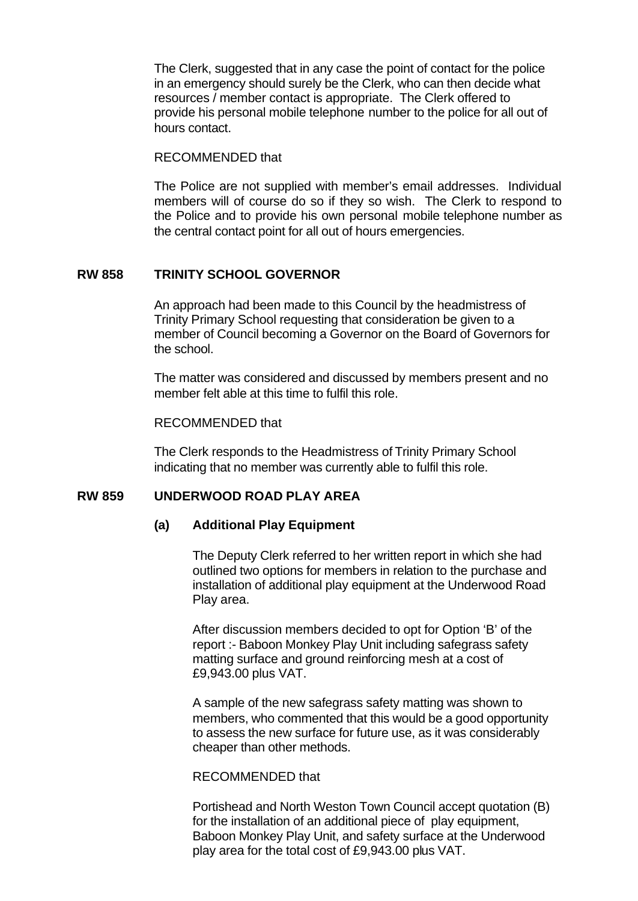The Clerk, suggested that in any case the point of contact for the police in an emergency should surely be the Clerk, who can then decide what resources / member contact is appropriate. The Clerk offered to provide his personal mobile telephone number to the police for all out of hours contact.

RECOMMENDED that

The Police are not supplied with member's email addresses. Individual members will of course do so if they so wish. The Clerk to respond to the Police and to provide his own personal mobile telephone number as the central contact point for all out of hours emergencies.

## RW 858 TRINITY SCHOOL GOVERNOR

An approach had been made to this Council by the headmistress of Trinity Primary School requesting that consideration be given to a member of Council becoming a Governor on the Board of Governors for the school.

The matter was considered and discussed by members present and no member felt able at this time to fulfil this role.

RECOMMENDED that

The Clerk responds to the Headmistress of Trinity Primary School indicating that no member was currently able to fulfil this role.

## RW 859 UNDERWOOD ROAD PLAY AREA

### (a) Additional Play Equipment

The Deputy Clerk referred to her written report in which she had outlined two options for members in relation to the purchase and installation of additional play equipment at the Underwood Road Play area.

After discussion members decided to opt for Option 'B' of the report :- Baboon Monkey Play Unit including safegrass safety matting surface and ground reinforcing mesh at a cost of £9,943.00 plus VAT.

A sample of the new safegrass safety matting was shown to members, who commented that this would be a good opportunity to assess the new surface for future use, as it was considerably cheaper than other methods.

RECOMMENDED that

Portishead and North Weston Town Council accept quotation (B) for the installation of an additional piece of play equipment, Baboon Monkey Play Unit, and safety surface at the Underwood play area for the total cost of £9,943.00 plus VAT.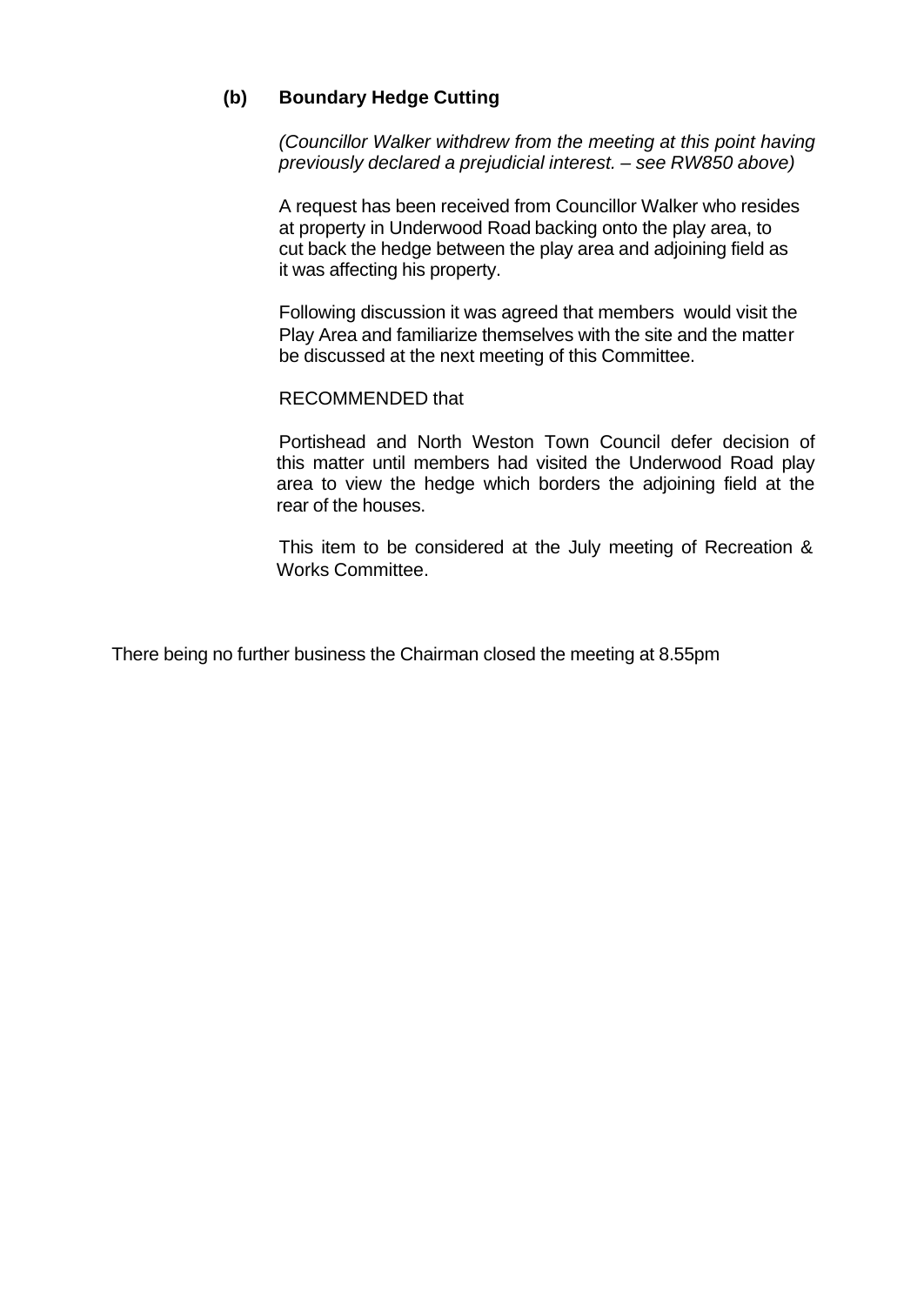### (b) Boundary Hedge Cutting

*(Councillor Walker withdrew from the meeting at this point having previously declared a prejudicial interest. – see RW850 above)*

A request has been received from Councillor Walker who resides at property in Underwood Road backing onto the play area, to cut back the hedge between the play area and adjoining field as it was affecting his property.

Following discussion it was agreed that members would visit the Play Area and familiarize themselves with the site and the matter be discussed at the next meeting of this Committee.

RECOMMENDED that

Portishead and North Weston Town Council defer decision of this matter until members had visited the Underwood Road play area to view the hedge which borders the adjoining field at the rear of the houses.

This item to be considered at the July meeting of Recreation & Works Committee.

There being no further business the Chairman closed the meeting at 8.55pm